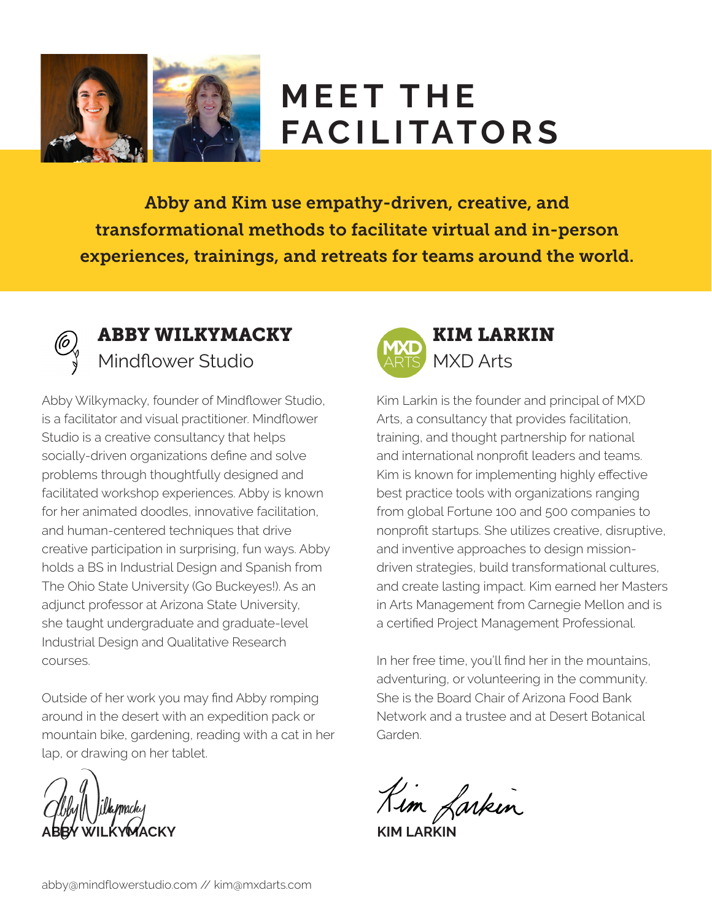# MEET THE FACILITATORS

**Abby and Kim use empathy-driven, creative, and transformational methods to facilitate virtual and in-person experiences, trainings, and retreats for teams around the world.**

## ABBY WILKYMACKY
Mindflower Studio

Abby Wilkymacky, founder of Mindflower Studio, is a facilitator and visual practitioner. Mindflower Studio is a creative consultancy that helps socially-driven organizations define and solve problems through thoughtfully designed and facilitated workshop experiences. Abby is known for her animated doodles, innovative facilitation, and human-centered techniques that drive creative participation in surprising, fun ways. Abby holds a BS in Industrial Design and Spanish from The Ohio State University (Go Buckeyes!). As an adjunct professor at Arizona State University, she taught undergraduate and graduate-level Industrial Design and Qualitative Research courses.

Outside of her work you may find Abby romping around in the desert with an expedition pack or mountain bike, gardening, reading with a cat in her lap, or drawing on her tablet.

**ABBY WILKYMACKY**

## KIM LARKIN
MXD Arts

Kim Larkin is the founder and principal of MXD Arts, a consultancy that provides facilitation, training, and thought partnership for national and international nonprofit leaders and teams. Kim is known for implementing highly effective best practice tools with organizations ranging from global Fortune 100 and 500 companies to nonprofit startups. She utilizes creative, disruptive, and inventive approaches to design mission-driven strategies, build transformational cultures, and create lasting impact. Kim earned her Masters in Arts Management from Carnegie Mellon and is a certified Project Management Professional.

In her free time, you'll find her in the mountains, adventuring, or volunteering in the community. She is the Board Chair of Arizona Food Bank Network and a trustee and at Desert Botanical Garden.

**KIM LARKIN**

abby@mindflowerstudio.com // kim@mxdarts.com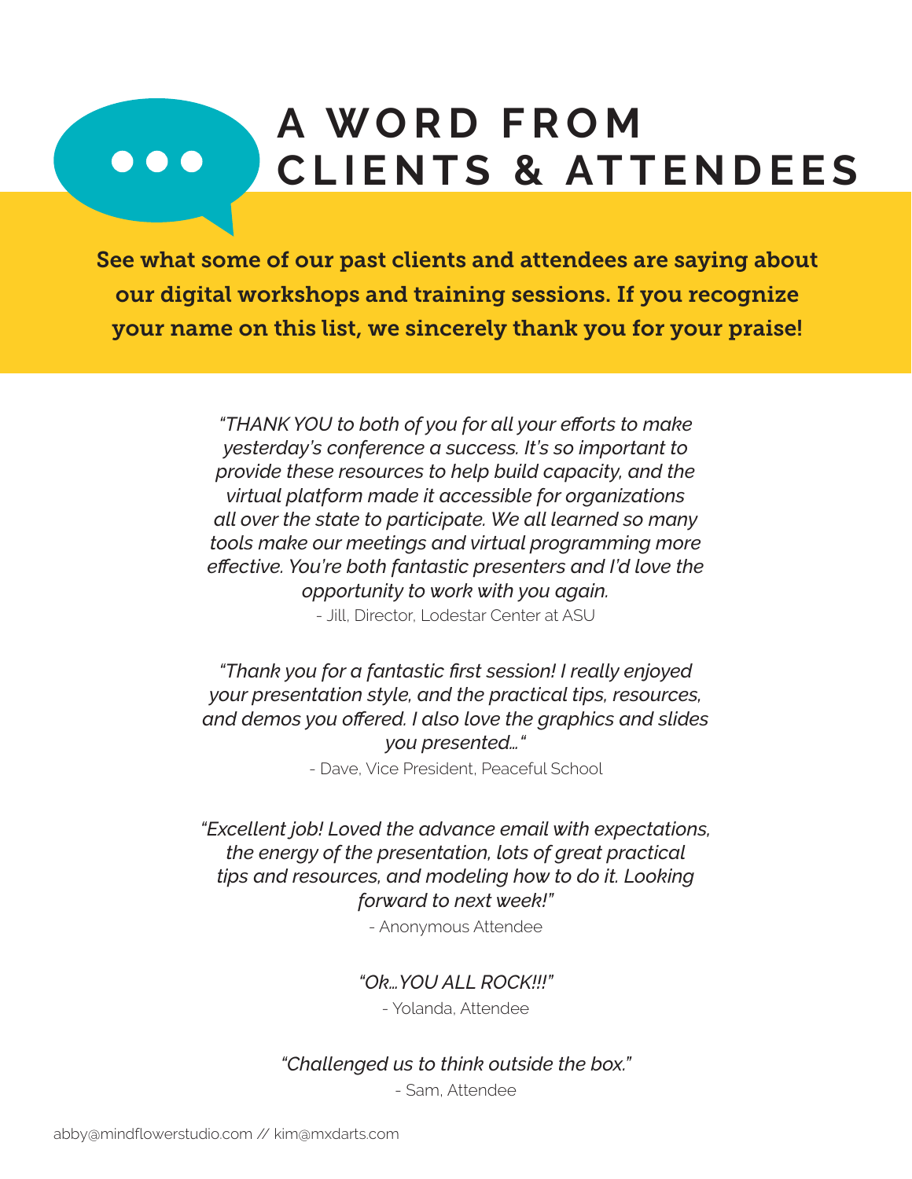# A WORD FROM CLIENTS & ATTENDEES

**See what some of our past clients and attendees are saying about our digital workshops and training sessions. If you recognize your name on this list, we sincerely thank you for your praise!**

*"THANK YOU to both of you for all your efforts to make yesterday's conference a success. It's so important to provide these resources to help build capacity, and the virtual platform made it accessible for organizations all over the state to participate. We all learned so many tools make our meetings and virtual programming more effective. You're both fantastic presenters and I'd love the opportunity to work with you again.*

- Jill, Director, Lodestar Center at ASU

*"Thank you for a fantastic first session! I really enjoyed your presentation style, and the practical tips, resources, and demos you offered. I also love the graphics and slides you presented…"*

- Dave, Vice President, Peaceful School

*"Excellent job! Loved the advance email with expectations, the energy of the presentation, lots of great practical tips and resources, and modeling how to do it. Looking forward to next week!"*

- Anonymous Attendee

*"Ok…YOU ALL ROCK!!!"*

- Yolanda, Attendee

*"Challenged us to think outside the box."*

- Sam, Attendee

abby@mindflowerstudio.com // kim@mxdarts.com